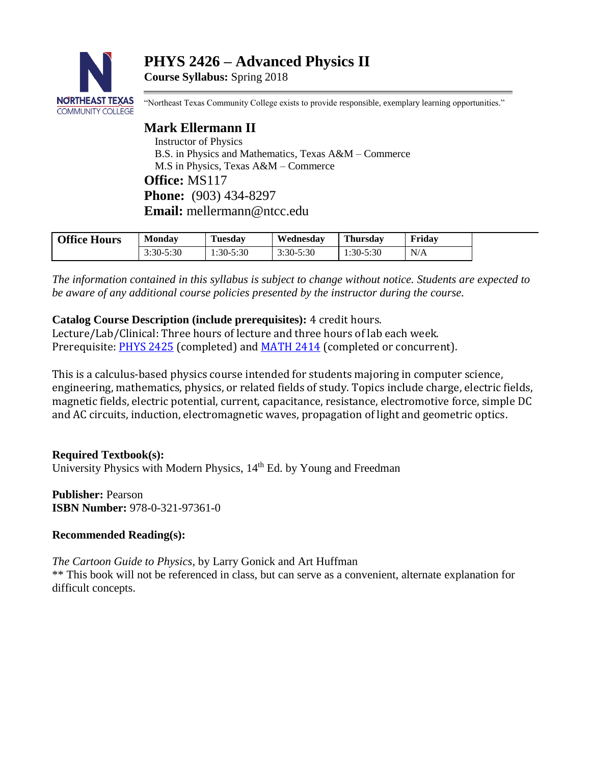# PHYS 2426 – Advanced Physics II

**Course Syllabus:** Spring 2018

"Northeast Texas Community College exists to provide responsible, exemplary learning opportunities."

## Mark Ellermann II

Instructor of Physics
B.S. in Physics and Mathematics, Texas A&M – Commerce
M.S in Physics, Texas A&M – Commerce

**Office:** MS117
**Phone:** (903) 434-8297
**Email:** mellermann@ntcc.edu

| Office Hours | Monday | Tuesday | Wednesday | Thursday | Friday |
|---|---|---|---|---|---|
| | 3:30-5:30 | 1:30-5:30 | 3:30-5:30 | 1:30-5:30 | N/A |

*The information contained in this syllabus is subject to change without notice. Students are expected to be aware of any additional course policies presented by the instructor during the course.*

**Catalog Course Description (include prerequisites):** 4 credit hours.
Lecture/Lab/Clinical: Three hours of lecture and three hours of lab each week.
Prerequisite: PHYS 2425 (completed) and MATH 2414 (completed or concurrent).

This is a calculus-based physics course intended for students majoring in computer science, engineering, mathematics, physics, or related fields of study. Topics include charge, electric fields, magnetic fields, electric potential, current, capacitance, resistance, electromotive force, simple DC and AC circuits, induction, electromagnetic waves, propagation of light and geometric optics.

**Required Textbook(s):**
University Physics with Modern Physics, 14th Ed. by Young and Freedman

**Publisher:** Pearson
**ISBN Number:** 978-0-321-97361-0

**Recommended Reading(s):**

*The Cartoon Guide to Physics*, by Larry Gonick and Art Huffman
** This book will not be referenced in class, but can serve as a convenient, alternate explanation for difficult concepts.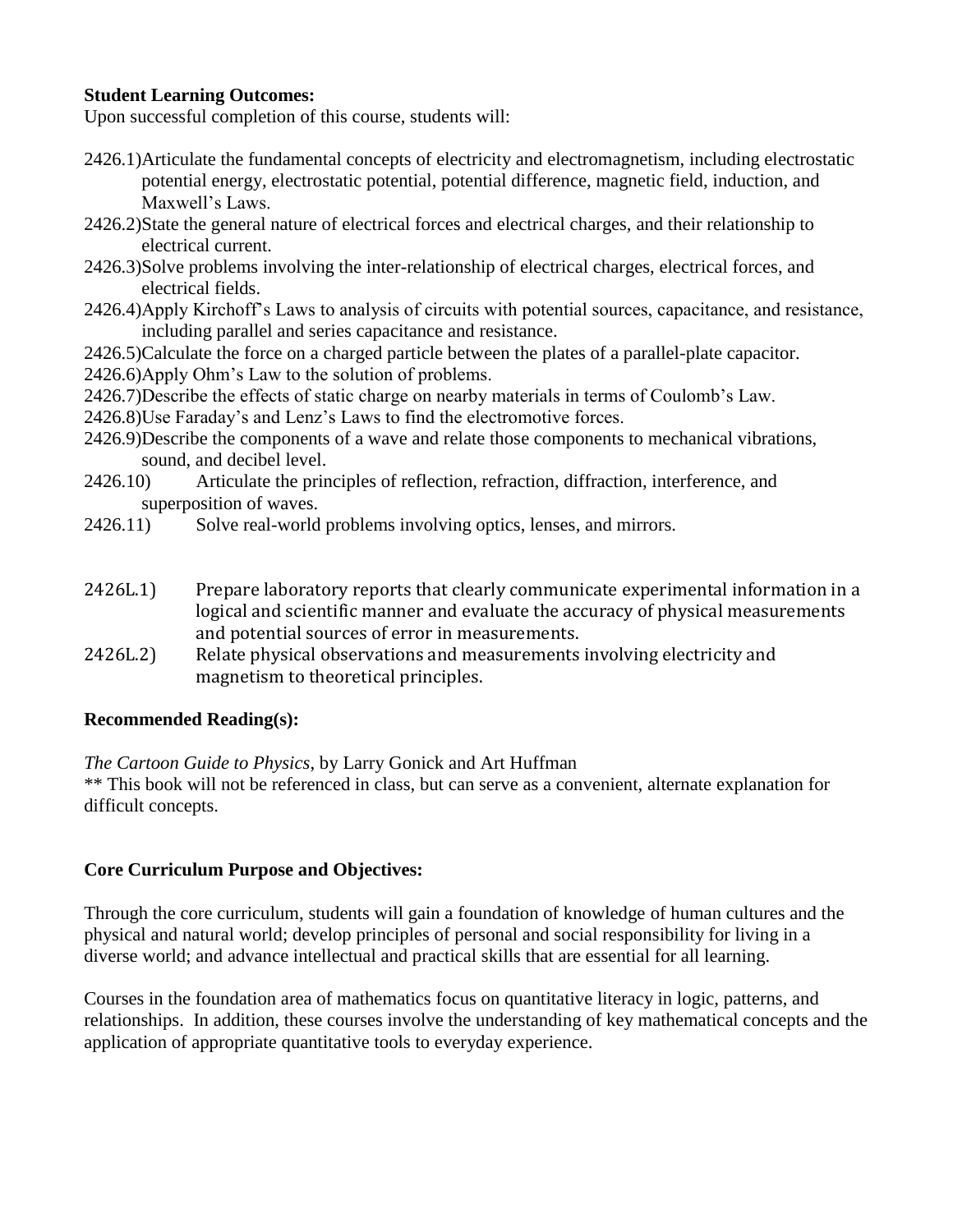**Student Learning Outcomes:**

Upon successful completion of this course, students will:

2426.1) Articulate the fundamental concepts of electricity and electromagnetism, including electrostatic potential energy, electrostatic potential, potential difference, magnetic field, induction, and Maxwell's Laws.

2426.2) State the general nature of electrical forces and electrical charges, and their relationship to electrical current.

2426.3) Solve problems involving the inter-relationship of electrical charges, electrical forces, and electrical fields.

2426.4) Apply Kirchoff's Laws to analysis of circuits with potential sources, capacitance, and resistance, including parallel and series capacitance and resistance.

2426.5) Calculate the force on a charged particle between the plates of a parallel-plate capacitor.

2426.6) Apply Ohm's Law to the solution of problems.

2426.7) Describe the effects of static charge on nearby materials in terms of Coulomb's Law.

2426.8) Use Faraday's and Lenz's Laws to find the electromotive forces.

2426.9) Describe the components of a wave and relate those components to mechanical vibrations, sound, and decibel level.

2426.10) Articulate the principles of reflection, refraction, diffraction, interference, and superposition of waves.

2426.11) Solve real-world problems involving optics, lenses, and mirrors.

2426L.1) Prepare laboratory reports that clearly communicate experimental information in a logical and scientific manner and evaluate the accuracy of physical measurements and potential sources of error in measurements.

2426L.2) Relate physical observations and measurements involving electricity and magnetism to theoretical principles.

**Recommended Reading(s):**

*The Cartoon Guide to Physics*, by Larry Gonick and Art Huffman

** This book will not be referenced in class, but can serve as a convenient, alternate explanation for difficult concepts.

**Core Curriculum Purpose and Objectives:**

Through the core curriculum, students will gain a foundation of knowledge of human cultures and the physical and natural world; develop principles of personal and social responsibility for living in a diverse world; and advance intellectual and practical skills that are essential for all learning.

Courses in the foundation area of mathematics focus on quantitative literacy in logic, patterns, and relationships. In addition, these courses involve the understanding of key mathematical concepts and the application of appropriate quantitative tools to everyday experience.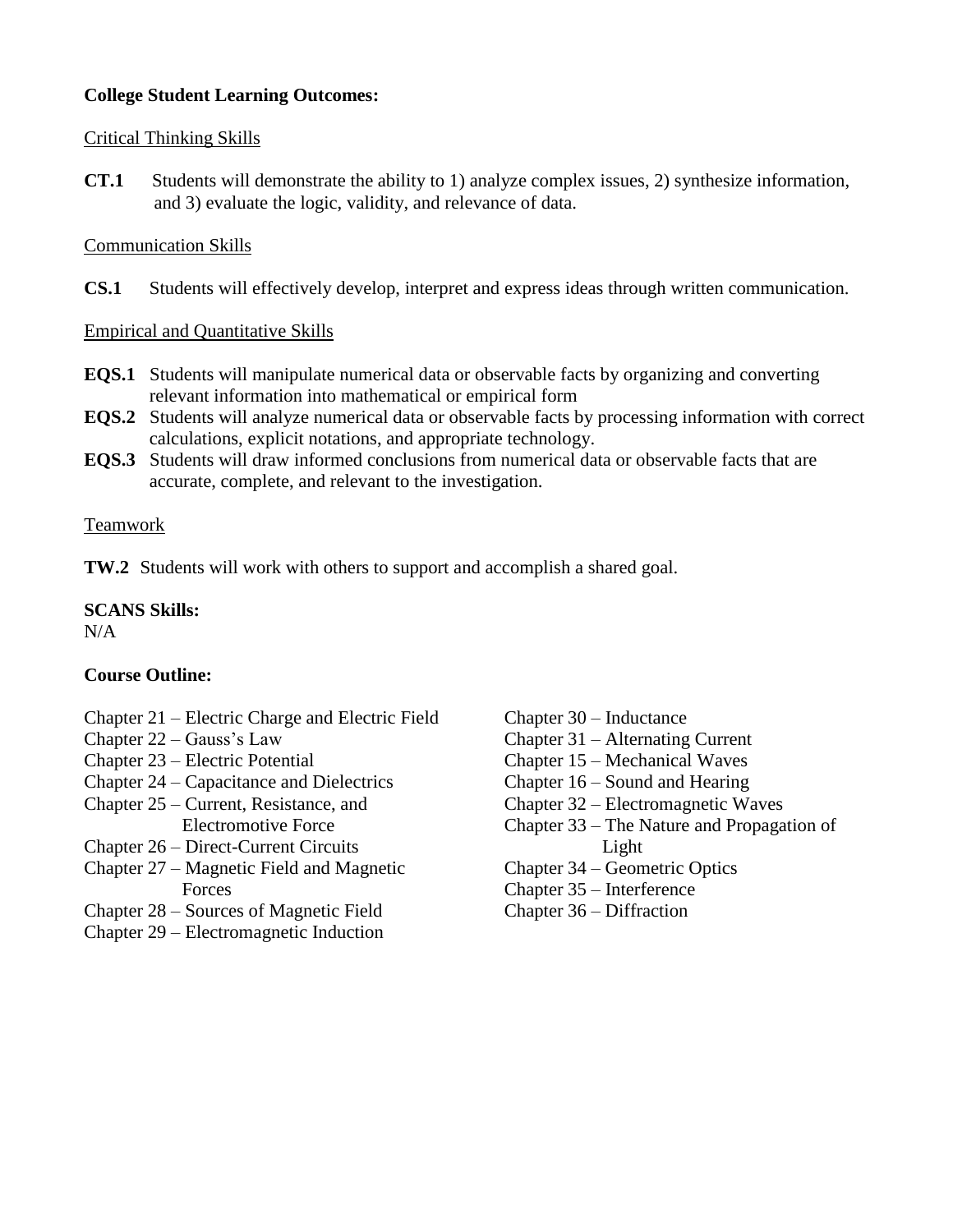**College Student Learning Outcomes:**

Critical Thinking Skills

**CT.1** Students will demonstrate the ability to 1) analyze complex issues, 2) synthesize information, and 3) evaluate the logic, validity, and relevance of data.

Communication Skills

**CS.1** Students will effectively develop, interpret and express ideas through written communication.

Empirical and Quantitative Skills

**EQS.1** Students will manipulate numerical data or observable facts by organizing and converting relevant information into mathematical or empirical form

**EQS.2** Students will analyze numerical data or observable facts by processing information with correct calculations, explicit notations, and appropriate technology.

**EQS.3** Students will draw informed conclusions from numerical data or observable facts that are accurate, complete, and relevant to the investigation.

Teamwork

**TW.2** Students will work with others to support and accomplish a shared goal.

**SCANS Skills:**
N/A

**Course Outline:**

Chapter 21 – Electric Charge and Electric Field
Chapter 22 – Gauss's Law
Chapter 23 – Electric Potential
Chapter 24 – Capacitance and Dielectrics
Chapter 25 – Current, Resistance, and Electromotive Force
Chapter 26 – Direct-Current Circuits
Chapter 27 – Magnetic Field and Magnetic Forces
Chapter 28 – Sources of Magnetic Field
Chapter 29 – Electromagnetic Induction
Chapter 30 – Inductance
Chapter 31 – Alternating Current
Chapter 15 – Mechanical Waves
Chapter 16 – Sound and Hearing
Chapter 32 – Electromagnetic Waves
Chapter 33 – The Nature and Propagation of Light
Chapter 34 – Geometric Optics
Chapter 35 – Interference
Chapter 36 – Diffraction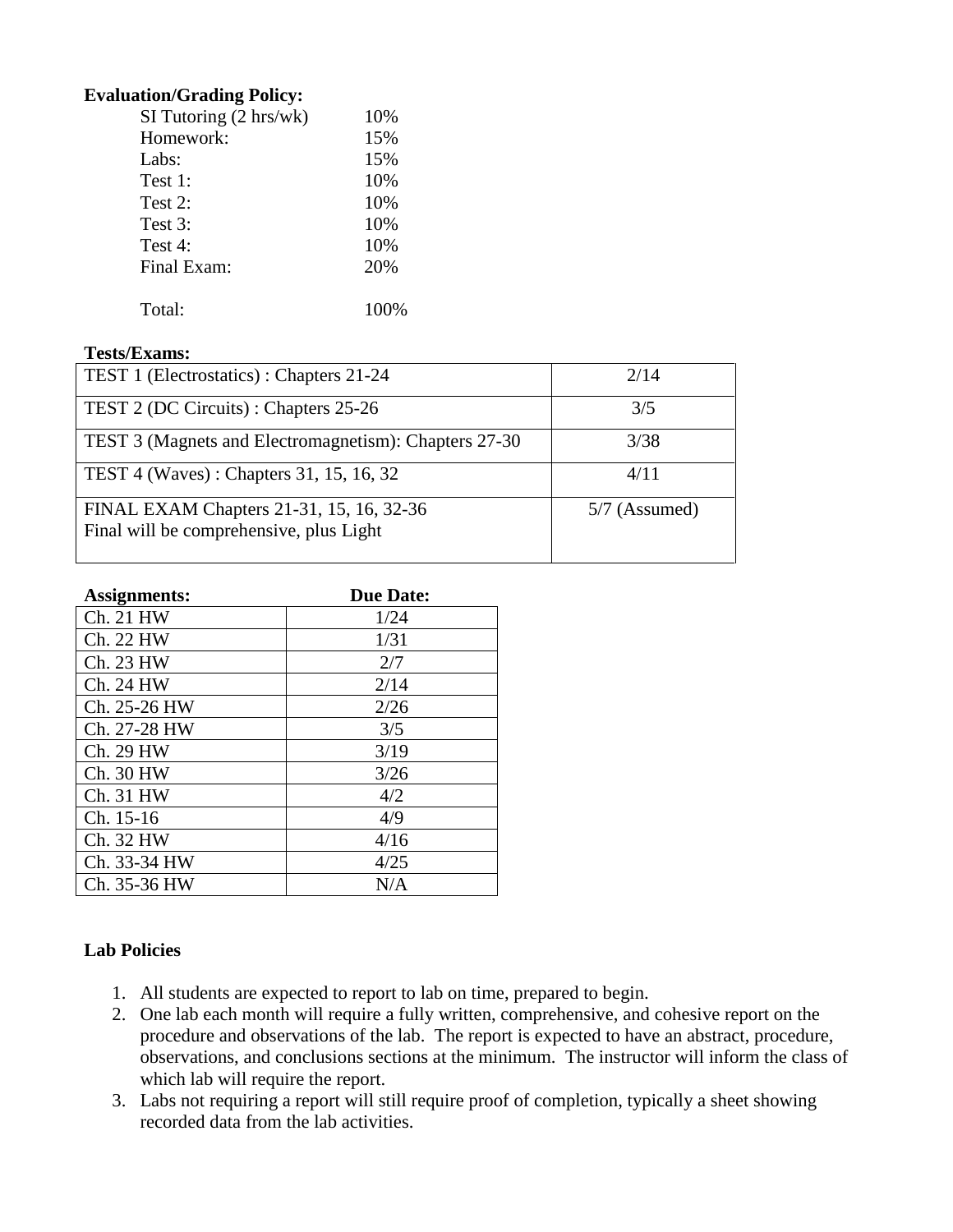**Evaluation/Grading Policy:**

| | |
|---|---|
| SI Tutoring (2 hrs/wk) | 10% |
| Homework: | 15% |
| Labs: | 15% |
| Test 1: | 10% |
| Test 2: | 10% |
| Test 3: | 10% |
| Test 4: | 10% |
| Final Exam: | 20% |
| Total: | 100% |

**Tests/Exams:**

| | |
|---|---|
| TEST 1 (Electrostatics) : Chapters 21-24 | 2/14 |
| TEST 2 (DC Circuits) : Chapters 25-26 | 3/5 |
| TEST 3 (Magnets and Electromagnetism): Chapters 27-30 | 3/38 |
| TEST 4 (Waves) : Chapters 31, 15, 16, 32 | 4/11 |
| FINAL EXAM Chapters 21-31, 15, 16, 32-36<br>Final will be comprehensive, plus Light | 5/7 (Assumed) |

| **Assignments:** | **Due Date:** |
|---|---|
| Ch. 21 HW | 1/24 |
| Ch. 22 HW | 1/31 |
| Ch. 23 HW | 2/7 |
| Ch. 24 HW | 2/14 |
| Ch. 25-26 HW | 2/26 |
| Ch. 27-28 HW | 3/5 |
| Ch. 29 HW | 3/19 |
| Ch. 30 HW | 3/26 |
| Ch. 31 HW | 4/2 |
| Ch. 15-16 | 4/9 |
| Ch. 32 HW | 4/16 |
| Ch. 33-34 HW | 4/25 |
| Ch. 35-36 HW | N/A |

**Lab Policies**

1. All students are expected to report to lab on time, prepared to begin.
2. One lab each month will require a fully written, comprehensive, and cohesive report on the procedure and observations of the lab. The report is expected to have an abstract, procedure, observations, and conclusions sections at the minimum. The instructor will inform the class of which lab will require the report.
3. Labs not requiring a report will still require proof of completion, typically a sheet showing recorded data from the lab activities.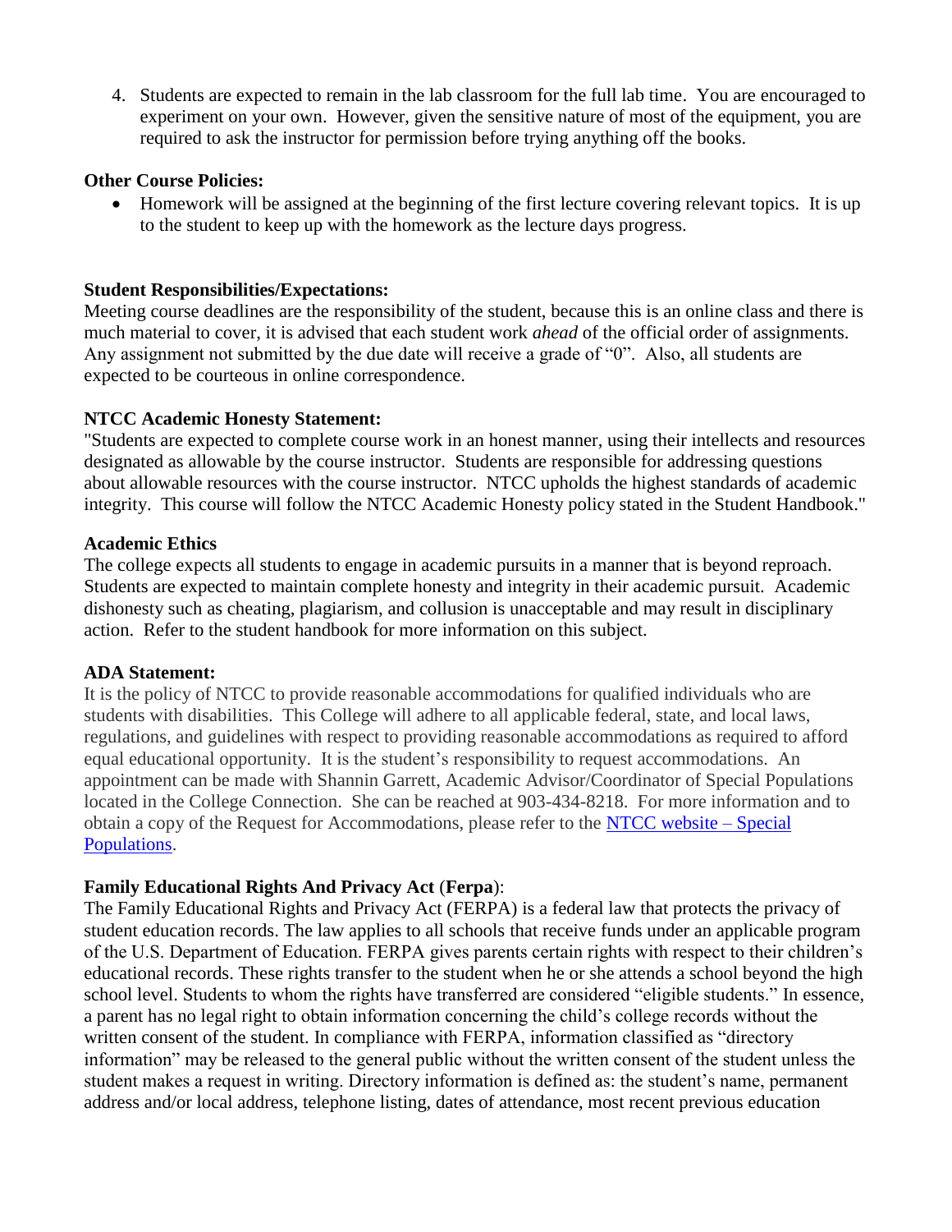4. Students are expected to remain in the lab classroom for the full lab time. You are encouraged to experiment on your own. However, given the sensitive nature of most of the equipment, you are required to ask the instructor for permission before trying anything off the books.

**Other Course Policies:**

- Homework will be assigned at the beginning of the first lecture covering relevant topics. It is up to the student to keep up with the homework as the lecture days progress.

**Student Responsibilities/Expectations:**

Meeting course deadlines are the responsibility of the student, because this is an online class and there is much material to cover, it is advised that each student work *ahead* of the official order of assignments. Any assignment not submitted by the due date will receive a grade of "0". Also, all students are expected to be courteous in online correspondence.

**NTCC Academic Honesty Statement:**

"Students are expected to complete course work in an honest manner, using their intellects and resources designated as allowable by the course instructor. Students are responsible for addressing questions about allowable resources with the course instructor. NTCC upholds the highest standards of academic integrity. This course will follow the NTCC Academic Honesty policy stated in the Student Handbook."

**Academic Ethics**

The college expects all students to engage in academic pursuits in a manner that is beyond reproach. Students are expected to maintain complete honesty and integrity in their academic pursuit. Academic dishonesty such as cheating, plagiarism, and collusion is unacceptable and may result in disciplinary action. Refer to the student handbook for more information on this subject.

**ADA Statement:**

It is the policy of NTCC to provide reasonable accommodations for qualified individuals who are students with disabilities. This College will adhere to all applicable federal, state, and local laws, regulations, and guidelines with respect to providing reasonable accommodations as required to afford equal educational opportunity. It is the student's responsibility to request accommodations. An appointment can be made with Shannin Garrett, Academic Advisor/Coordinator of Special Populations located in the College Connection. She can be reached at 903-434-8218. For more information and to obtain a copy of the Request for Accommodations, please refer to the [NTCC website – Special Populations](#).

**Family Educational Rights And Privacy Act** (**Ferpa**):

The Family Educational Rights and Privacy Act (FERPA) is a federal law that protects the privacy of student education records. The law applies to all schools that receive funds under an applicable program of the U.S. Department of Education. FERPA gives parents certain rights with respect to their children's educational records. These rights transfer to the student when he or she attends a school beyond the high school level. Students to whom the rights have transferred are considered "eligible students." In essence, a parent has no legal right to obtain information concerning the child's college records without the written consent of the student. In compliance with FERPA, information classified as "directory information" may be released to the general public without the written consent of the student unless the student makes a request in writing. Directory information is defined as: the student's name, permanent address and/or local address, telephone listing, dates of attendance, most recent previous education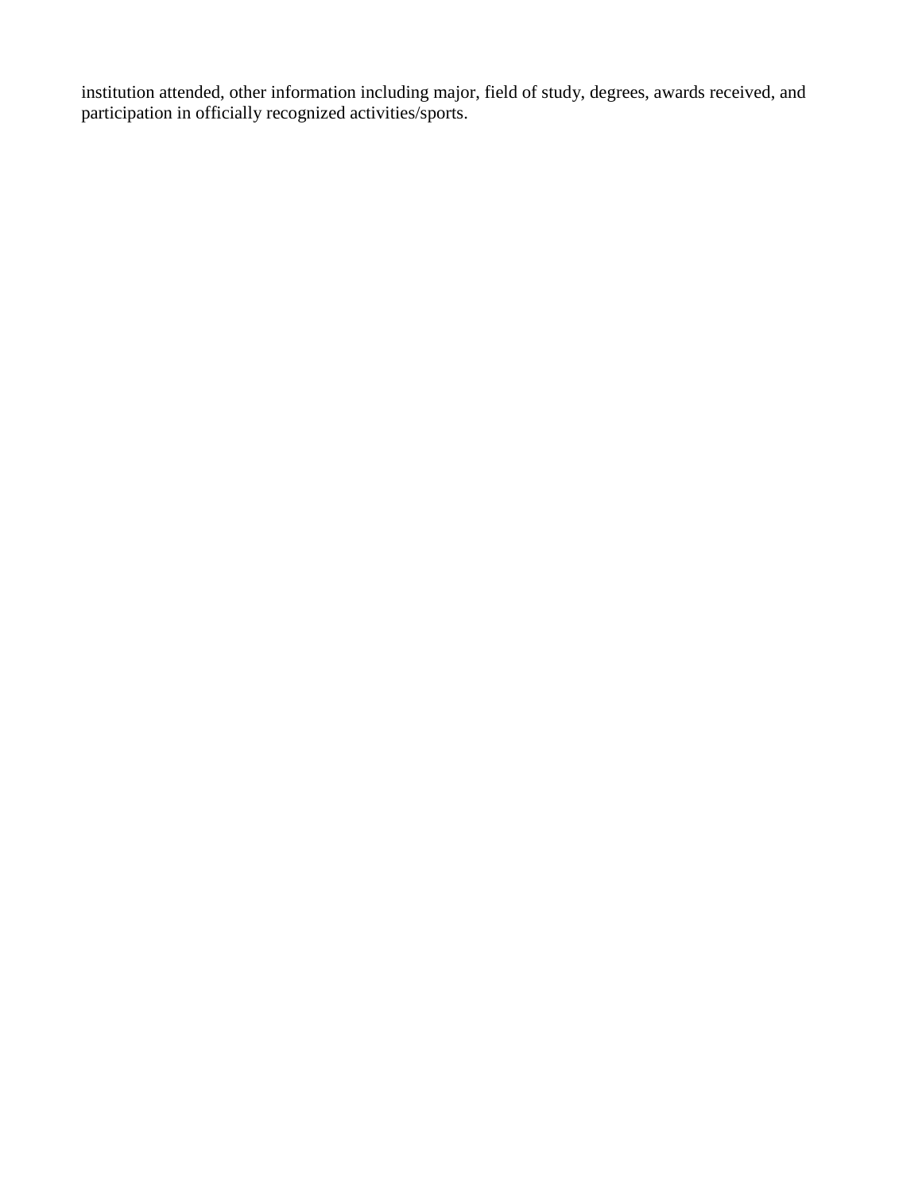institution attended, other information including major, field of study, degrees, awards received, and participation in officially recognized activities/sports.